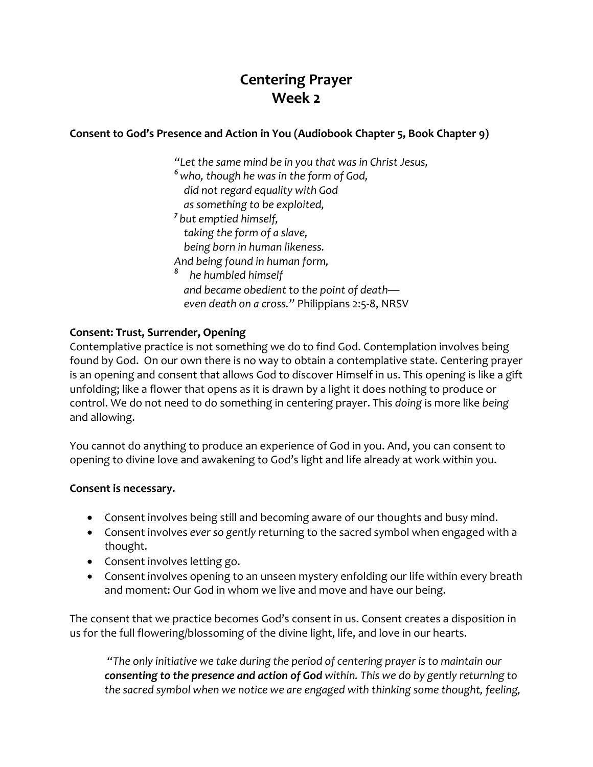# Centering Prayer
# Week 2

### Consent to God's Presence and Action in You (Audiobook Chapter 5, Book Chapter 9)

> *"Let the same mind be in you that was in Christ Jesus,*
> [6] *who, though he was in the form of God,*
> *did not regard equality with God*
> *as something to be exploited,*
> [7] *but emptied himself,*
> *taking the form of a slave,*
> *being born in human likeness.*
> *And being found in human form,*
> [8] *he humbled himself*
> *and became obedient to the point of death—*
> *even death on a cross."* Philippians 2:5-8, NRSV

**Consent: Trust, Surrender, Opening**

Contemplative practice is not something we do to find God. Contemplation involves being found by God. On our own there is no way to obtain a contemplative state. Centering prayer is an opening and consent that allows God to discover Himself in us. This opening is like a gift unfolding; like a flower that opens as it is drawn by a light it does nothing to produce or control. We do not need to do something in centering prayer. This *doing* is more like *being* and allowing.

You cannot do anything to produce an experience of God in you. And, you can consent to opening to divine love and awakening to God's light and life already at work within you.

**Consent is necessary.**

- Consent involves being still and becoming aware of our thoughts and busy mind.
- Consent involves *ever so gently* returning to the sacred symbol when engaged with a thought.
- Consent involves letting go.
- Consent involves opening to an unseen mystery enfolding our life within every breath and moment: Our God in whom we live and move and have our being.

The consent that we practice becomes God's consent in us. Consent creates a disposition in us for the full flowering/blossoming of the divine light, life, and love in our hearts.

> *"The only initiative we take during the period of centering prayer is to maintain our* ***consenting to the presence and action of God*** *within. This we do by gently returning to the sacred symbol when we notice we are engaged with thinking some thought, feeling,*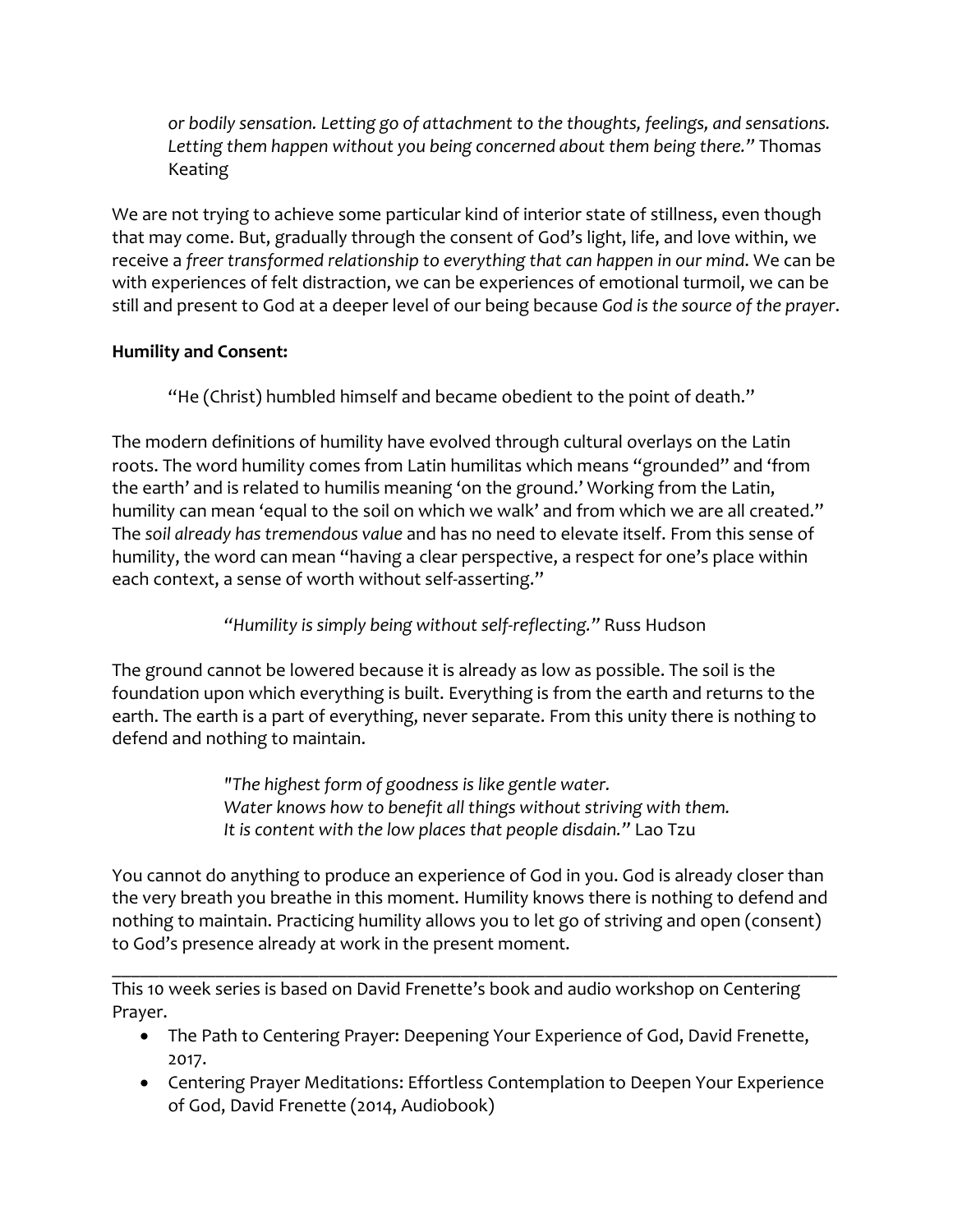*or bodily sensation. Letting go of attachment to the thoughts, feelings, and sensations. Letting them happen without you being concerned about them being there."* Thomas Keating

We are not trying to achieve some particular kind of interior state of stillness, even though that may come. But, gradually through the consent of God's light, life, and love within, we receive a *freer transformed relationship to everything that can happen in our mind*. We can be with experiences of felt distraction, we can be experiences of emotional turmoil, we can be still and present to God at a deeper level of our being because *God is the source of the prayer*.

**Humility and Consent:**

> "He (Christ) humbled himself and became obedient to the point of death."

The modern definitions of humility have evolved through cultural overlays on the Latin roots. The word humility comes from Latin humilitas which means "grounded" and 'from the earth' and is related to humilis meaning 'on the ground.' Working from the Latin, humility can mean 'equal to the soil on which we walk' and from which we are all created." The *soil already has tremendous value* and has no need to elevate itself. From this sense of humility, the word can mean "having a clear perspective, a respect for one's place within each context, a sense of worth without self-asserting."

> *"Humility is simply being without self-reflecting."* Russ Hudson

The ground cannot be lowered because it is already as low as possible. The soil is the foundation upon which everything is built. Everything is from the earth and returns to the earth. The earth is a part of everything, never separate. From this unity there is nothing to defend and nothing to maintain.

> *"The highest form of goodness is like gentle water.*
> *Water knows how to benefit all things without striving with them.*
> *It is content with the low places that people disdain."* Lao Tzu

You cannot do anything to produce an experience of God in you. God is already closer than the very breath you breathe in this moment. Humility knows there is nothing to defend and nothing to maintain. Practicing humility allows you to let go of striving and open (consent) to God's presence already at work in the present moment.

---

This 10 week series is based on David Frenette's book and audio workshop on Centering Prayer.

- The Path to Centering Prayer: Deepening Your Experience of God, David Frenette, 2017.
- Centering Prayer Meditations: Effortless Contemplation to Deepen Your Experience of God, David Frenette (2014, Audiobook)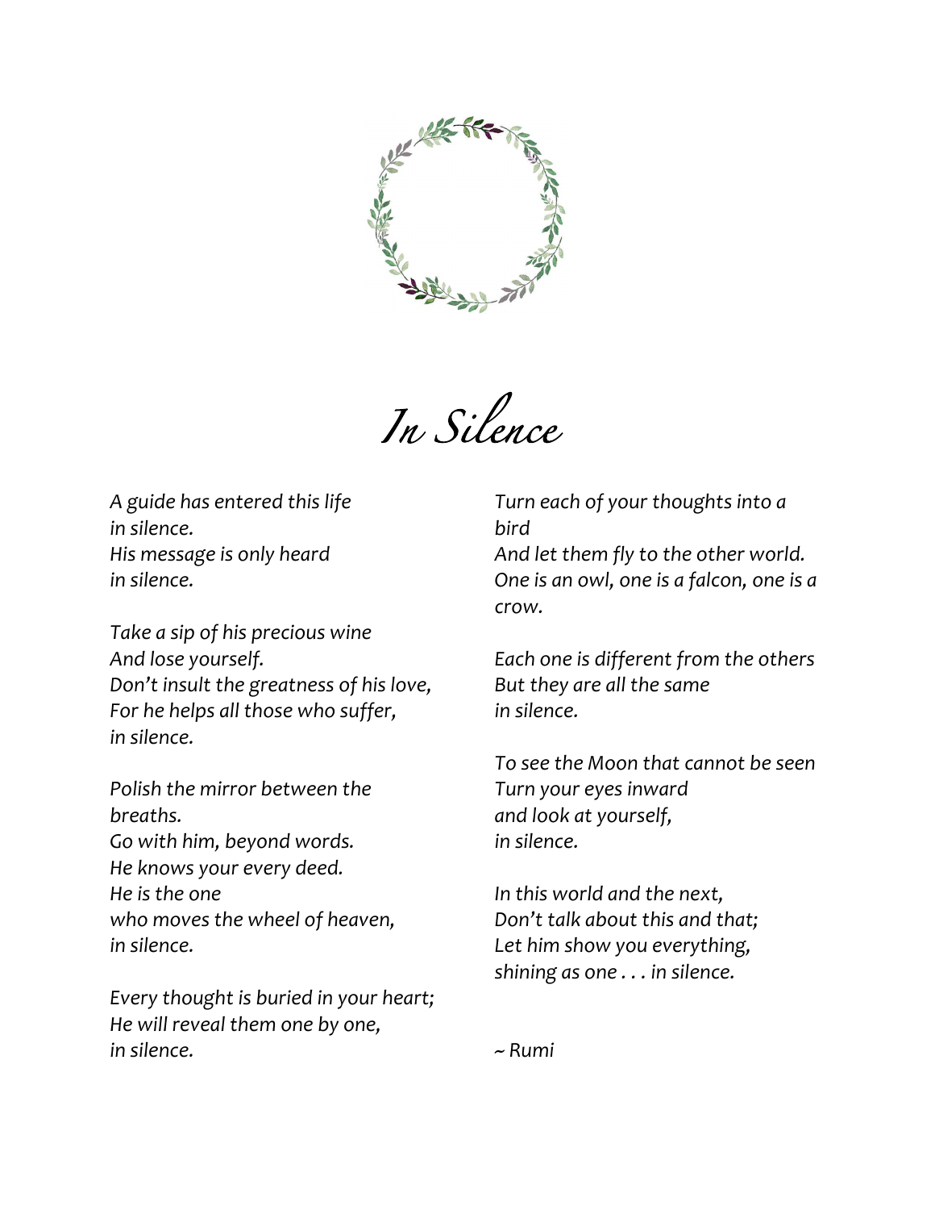# In Silence

*A guide has entered this life*
*in silence.*
*His message is only heard*
*in silence.*

*Take a sip of his precious wine*
*And lose yourself.*
*Don't insult the greatness of his love,*
*For he helps all those who suffer,*
*in silence.*

*Polish the mirror between the breaths.*
*Go with him, beyond words.*
*He knows your every deed.*
*He is the one*
*who moves the wheel of heaven,*
*in silence.*

*Every thought is buried in your heart;*
*He will reveal them one by one,*
*in silence.*

*Turn each of your thoughts into a bird*
*And let them fly to the other world.*
*One is an owl, one is a falcon, one is a crow.*

*Each one is different from the others*
*But they are all the same*
*in silence.*

*To see the Moon that cannot be seen*
*Turn your eyes inward*
*and look at yourself,*
*in silence.*

*In this world and the next,*
*Don't talk about this and that;*
*Let him show you everything,*
*shining as one . . . in silence.*

*~ Rumi*